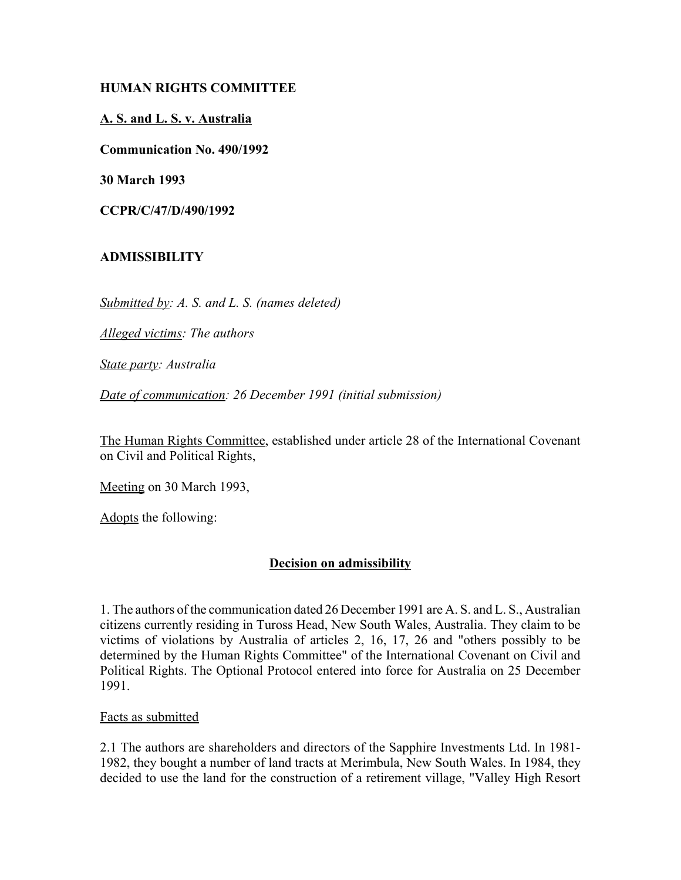**HUMAN RIGHTS COMMITTEE**

**A. S. and L. S. v. Australia**

**Communication No. 490/1992**

**30 March 1993**

**CCPR/C/47/D/490/1992**

**ADMISSIBILITY**

*Submitted by: A. S. and L. S. (names deleted)*

*Alleged victims: The authors*

*State party: Australia*

*Date of communication: 26 December 1991 (initial submission)*

The Human Rights Committee, established under article 28 of the International Covenant on Civil and Political Rights,

Meeting on 30 March 1993,

Adopts the following:

**Decision on admissibility**

1. The authors of the communication dated 26 December 1991 are A. S. and L. S., Australian citizens currently residing in Tuross Head, New South Wales, Australia. They claim to be victims of violations by Australia of articles 2, 16, 17, 26 and "others possibly to be determined by the Human Rights Committee" of the International Covenant on Civil and Political Rights. The Optional Protocol entered into force for Australia on 25 December 1991.

Facts as submitted

2.1 The authors are shareholders and directors of the Sapphire Investments Ltd. In 1981-1982, they bought a number of land tracts at Merimbula, New South Wales. In 1984, they decided to use the land for the construction of a retirement village, "Valley High Resort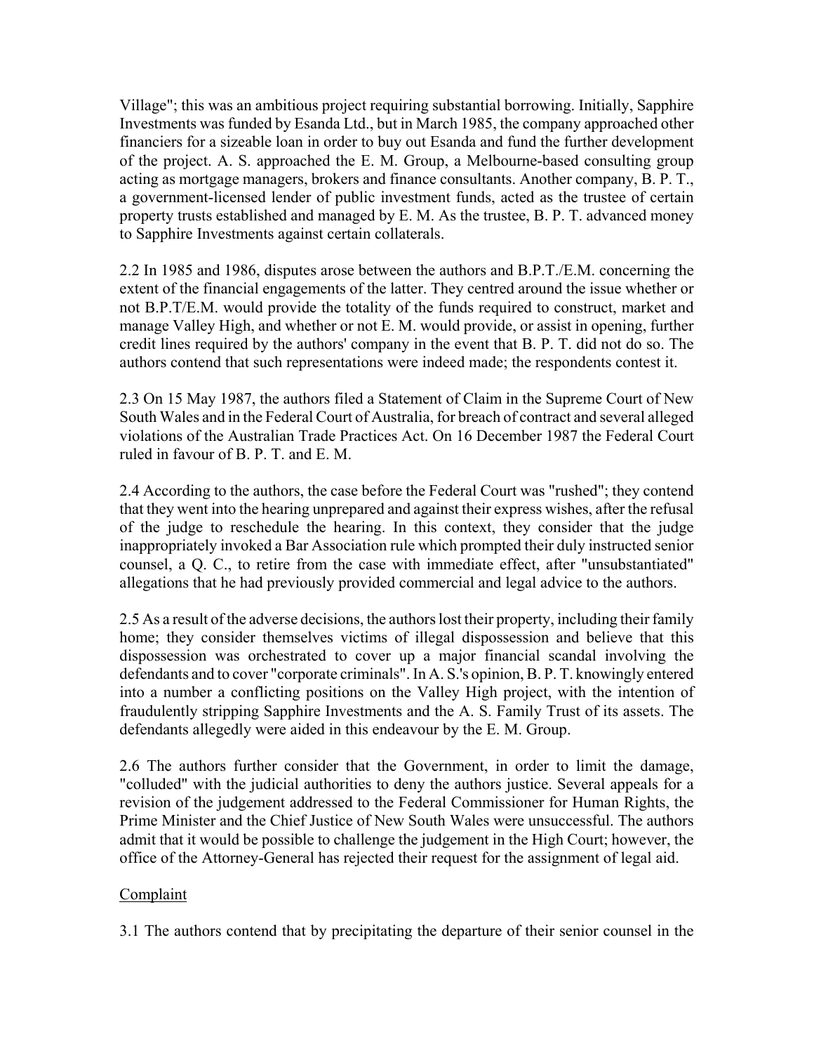Village"; this was an ambitious project requiring substantial borrowing. Initially, Sapphire Investments was funded by Esanda Ltd., but in March 1985, the company approached other financiers for a sizeable loan in order to buy out Esanda and fund the further development of the project. A. S. approached the E. M. Group, a Melbourne-based consulting group acting as mortgage managers, brokers and finance consultants. Another company, B. P. T., a government-licensed lender of public investment funds, acted as the trustee of certain property trusts established and managed by E. M. As the trustee, B. P. T. advanced money to Sapphire Investments against certain collaterals.

2.2 In 1985 and 1986, disputes arose between the authors and B.P.T./E.M. concerning the extent of the financial engagements of the latter. They centred around the issue whether or not B.P.T/E.M. would provide the totality of the funds required to construct, market and manage Valley High, and whether or not E. M. would provide, or assist in opening, further credit lines required by the authors' company in the event that B. P. T. did not do so. The authors contend that such representations were indeed made; the respondents contest it.

2.3 On 15 May 1987, the authors filed a Statement of Claim in the Supreme Court of New South Wales and in the Federal Court of Australia, for breach of contract and several alleged violations of the Australian Trade Practices Act. On 16 December 1987 the Federal Court ruled in favour of B. P. T. and E. M.

2.4 According to the authors, the case before the Federal Court was "rushed"; they contend that they went into the hearing unprepared and against their express wishes, after the refusal of the judge to reschedule the hearing. In this context, they consider that the judge inappropriately invoked a Bar Association rule which prompted their duly instructed senior counsel, a Q. C., to retire from the case with immediate effect, after "unsubstantiated" allegations that he had previously provided commercial and legal advice to the authors.

2.5 As a result of the adverse decisions, the authors lost their property, including their family home; they consider themselves victims of illegal dispossession and believe that this dispossession was orchestrated to cover up a major financial scandal involving the defendants and to cover "corporate criminals". In A. S.'s opinion, B. P. T. knowingly entered into a number a conflicting positions on the Valley High project, with the intention of fraudulently stripping Sapphire Investments and the A. S. Family Trust of its assets. The defendants allegedly were aided in this endeavour by the E. M. Group.

2.6 The authors further consider that the Government, in order to limit the damage, "colluded" with the judicial authorities to deny the authors justice. Several appeals for a revision of the judgement addressed to the Federal Commissioner for Human Rights, the Prime Minister and the Chief Justice of New South Wales were unsuccessful. The authors admit that it would be possible to challenge the judgement in the High Court; however, the office of the Attorney-General has rejected their request for the assignment of legal aid.

Complaint

3.1 The authors contend that by precipitating the departure of their senior counsel in the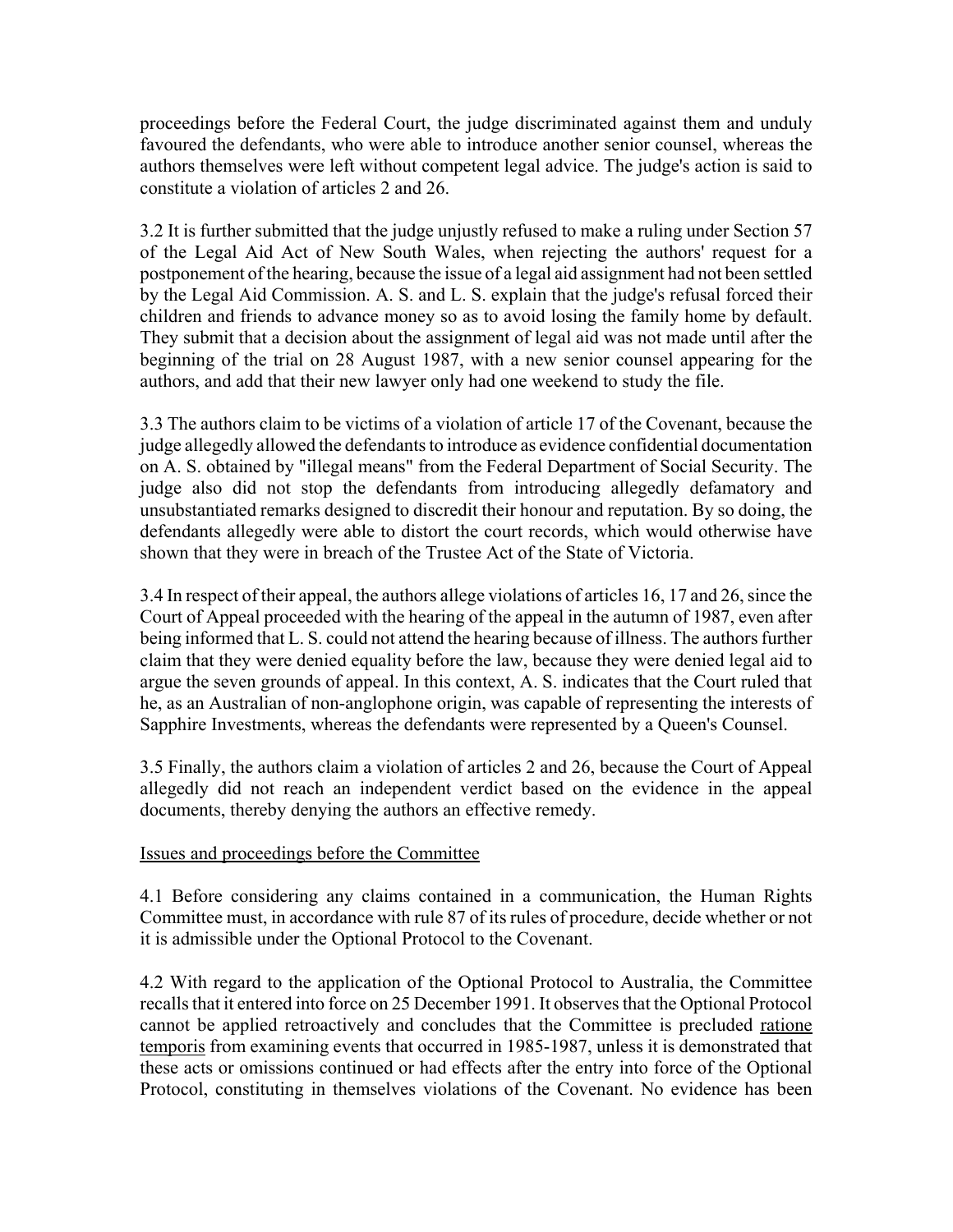proceedings before the Federal Court, the judge discriminated against them and unduly favoured the defendants, who were able to introduce another senior counsel, whereas the authors themselves were left without competent legal advice. The judge's action is said to constitute a violation of articles 2 and 26.

3.2 It is further submitted that the judge unjustly refused to make a ruling under Section 57 of the Legal Aid Act of New South Wales, when rejecting the authors' request for a postponement of the hearing, because the issue of a legal aid assignment had not been settled by the Legal Aid Commission. A. S. and L. S. explain that the judge's refusal forced their children and friends to advance money so as to avoid losing the family home by default. They submit that a decision about the assignment of legal aid was not made until after the beginning of the trial on 28 August 1987, with a new senior counsel appearing for the authors, and add that their new lawyer only had one weekend to study the file.

3.3 The authors claim to be victims of a violation of article 17 of the Covenant, because the judge allegedly allowed the defendants to introduce as evidence confidential documentation on A. S. obtained by "illegal means" from the Federal Department of Social Security. The judge also did not stop the defendants from introducing allegedly defamatory and unsubstantiated remarks designed to discredit their honour and reputation. By so doing, the defendants allegedly were able to distort the court records, which would otherwise have shown that they were in breach of the Trustee Act of the State of Victoria.

3.4 In respect of their appeal, the authors allege violations of articles 16, 17 and 26, since the Court of Appeal proceeded with the hearing of the appeal in the autumn of 1987, even after being informed that L. S. could not attend the hearing because of illness. The authors further claim that they were denied equality before the law, because they were denied legal aid to argue the seven grounds of appeal. In this context, A. S. indicates that the Court ruled that he, as an Australian of non-anglophone origin, was capable of representing the interests of Sapphire Investments, whereas the defendants were represented by a Queen's Counsel.

3.5 Finally, the authors claim a violation of articles 2 and 26, because the Court of Appeal allegedly did not reach an independent verdict based on the evidence in the appeal documents, thereby denying the authors an effective remedy.

Issues and proceedings before the Committee

4.1 Before considering any claims contained in a communication, the Human Rights Committee must, in accordance with rule 87 of its rules of procedure, decide whether or not it is admissible under the Optional Protocol to the Covenant.

4.2 With regard to the application of the Optional Protocol to Australia, the Committee recalls that it entered into force on 25 December 1991. It observes that the Optional Protocol cannot be applied retroactively and concludes that the Committee is precluded ratione temporis from examining events that occurred in 1985-1987, unless it is demonstrated that these acts or omissions continued or had effects after the entry into force of the Optional Protocol, constituting in themselves violations of the Covenant. No evidence has been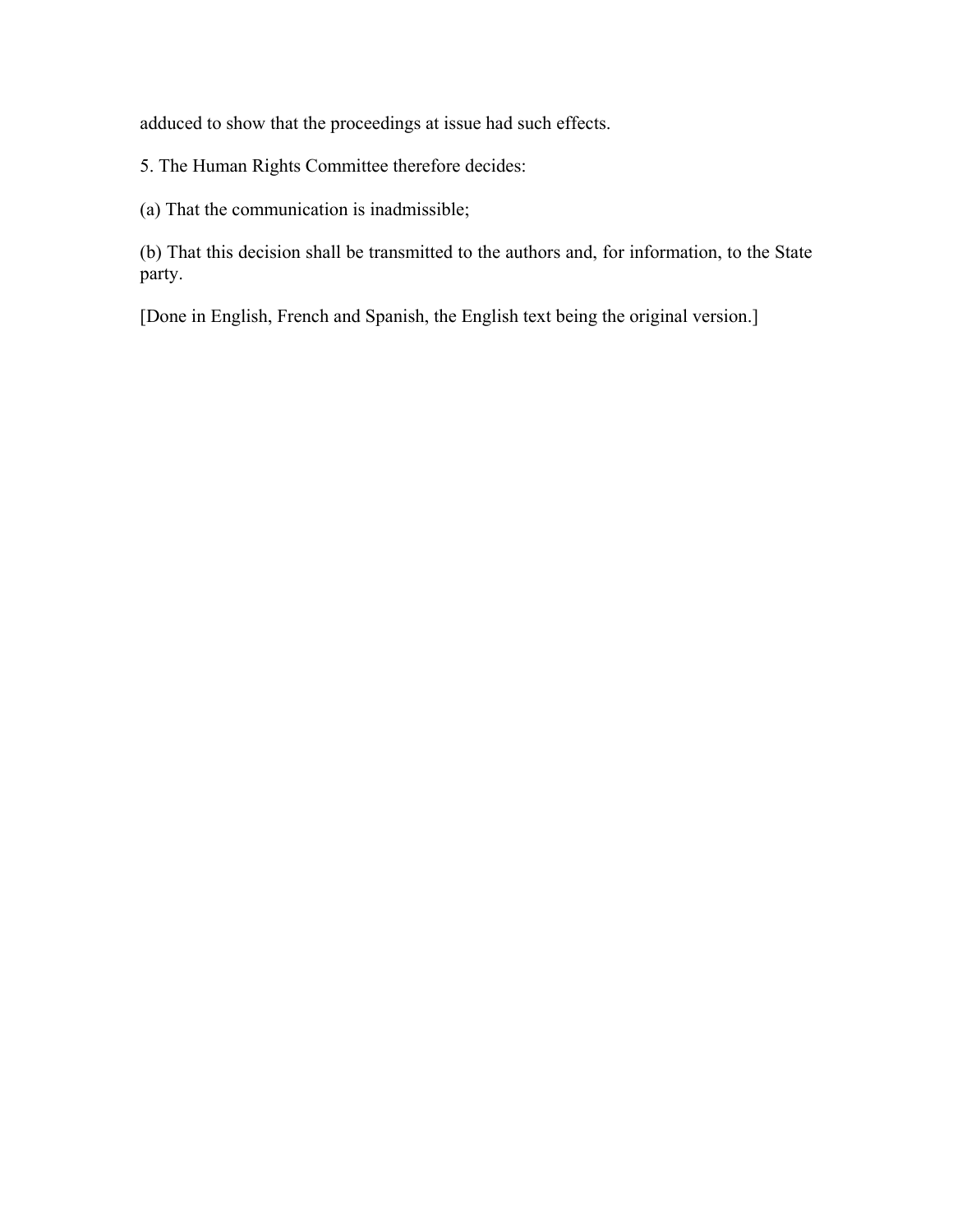adduced to show that the proceedings at issue had such effects.

5. The Human Rights Committee therefore decides:

(a) That the communication is inadmissible;

(b) That this decision shall be transmitted to the authors and, for information, to the State party.

[Done in English, French and Spanish, the English text being the original version.]